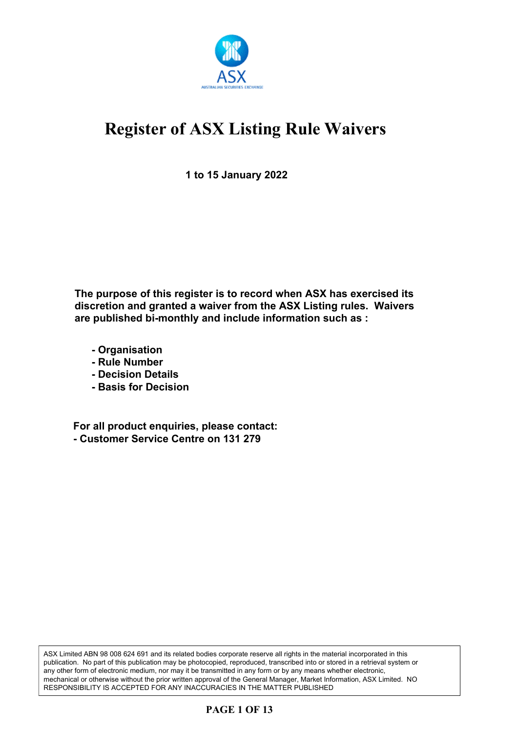# Register of ASX Listing Rule Waivers

**1 to 15 January 2022**

**The purpose of this register is to record when ASX has exercised its discretion and granted a waiver from the ASX Listing rules. Waivers are published bi-monthly and include information such as :**

- **Organisation**
- **Rule Number**
- **Decision Details**
- **Basis for Decision**

**For all product enquiries, please contact:**
**- Customer Service Centre on 131 279**

ASX Limited ABN 98 008 624 691 and its related bodies corporate reserve all rights in the material incorporated in this publication. No part of this publication may be photocopied, reproduced, transcribed into or stored in a retrieval system or any other form of electronic medium, nor may it be transmitted in any form or by any means whether electronic, mechanical or otherwise without the prior written approval of the General Manager, Market Information, ASX Limited. NO RESPONSIBILITY IS ACCEPTED FOR ANY INACCURACIES IN THE MATTER PUBLISHED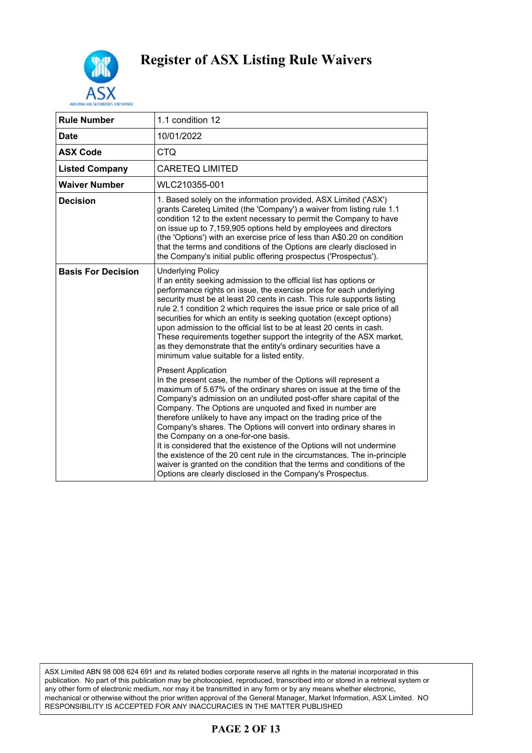# Register of ASX Listing Rule Waivers

| | |
|---|---|
| **Rule Number** | 1.1 condition 12 |
| **Date** | 10/01/2022 |
| **ASX Code** | CTQ |
| **Listed Company** | CARETEQ LIMITED |
| **Waiver Number** | WLC210355-001 |
| **Decision** | 1. Based solely on the information provided, ASX Limited ('ASX') grants Careteq Limited (the 'Company') a waiver from listing rule 1.1 condition 12 to the extent necessary to permit the Company to have on issue up to 7,159,905 options held by employees and directors (the 'Options') with an exercise price of less than A$0.20 on condition that the terms and conditions of the Options are clearly disclosed in the Company's initial public offering prospectus ('Prospectus'). |
| **Basis For Decision** | Underlying Policy<br>If an entity seeking admission to the official list has options or performance rights on issue, the exercise price for each underlying security must be at least 20 cents in cash. This rule supports listing rule 2.1 condition 2 which requires the issue price or sale price of all securities for which an entity is seeking quotation (except options) upon admission to the official list to be at least 20 cents in cash. These requirements together support the integrity of the ASX market, as they demonstrate that the entity's ordinary securities have a minimum value suitable for a listed entity.<br><br>Present Application<br>In the present case, the number of the Options will represent a maximum of 5.67% of the ordinary shares on issue at the time of the Company's admission on an undiluted post-offer share capital of the Company. The Options are unquoted and fixed in number are therefore unlikely to have any impact on the trading price of the Company's shares. The Options will convert into ordinary shares in the Company on a one-for-one basis.<br>It is considered that the existence of the Options will not undermine the existence of the 20 cent rule in the circumstances. The in-principle waiver is granted on the condition that the terms and conditions of the Options are clearly disclosed in the Company's Prospectus. |

ASX Limited ABN 98 008 624 691 and its related bodies corporate reserve all rights in the material incorporated in this publication. No part of this publication may be photocopied, reproduced, transcribed into or stored in a retrieval system or any other form of electronic medium, nor may it be transmitted in any form or by any means whether electronic, mechanical or otherwise without the prior written approval of the General Manager, Market Information, ASX Limited. NO RESPONSIBILITY IS ACCEPTED FOR ANY INACCURACIES IN THE MATTER PUBLISHED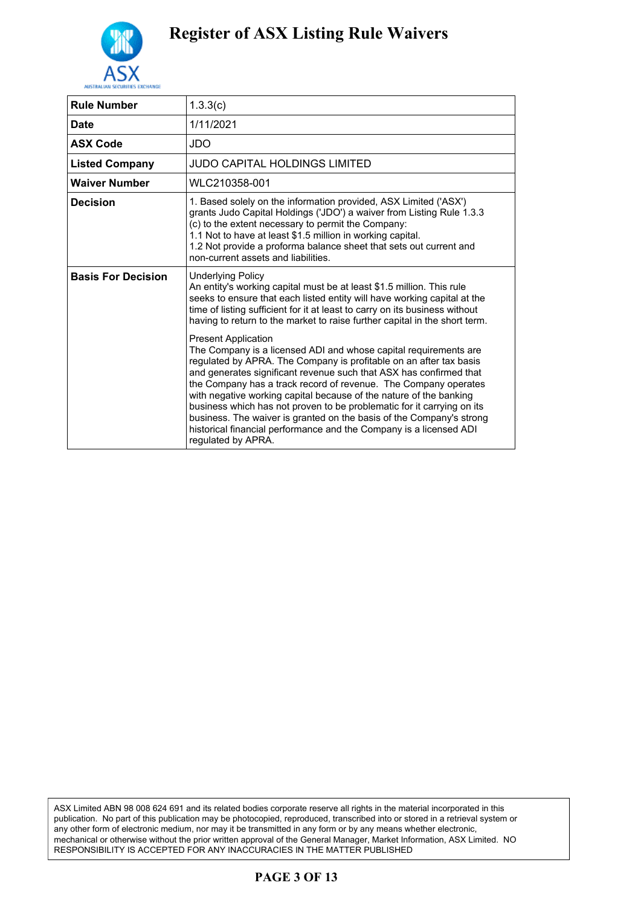# Register of ASX Listing Rule Waivers

| Rule Number | 1.3.3(c) |
|---|---|
| Date | 1/11/2021 |
| ASX Code | JDO |
| Listed Company | JUDO CAPITAL HOLDINGS LIMITED |
| Waiver Number | WLC210358-001 |
| Decision | 1. Based solely on the information provided, ASX Limited ('ASX') grants Judo Capital Holdings ('JDO') a waiver from Listing Rule 1.3.3 (c) to the extent necessary to permit the Company:<br>1.1 Not to have at least $1.5 million in working capital.<br>1.2 Not provide a proforma balance sheet that sets out current and non-current assets and liabilities. |
| Basis For Decision | Underlying Policy<br>An entity's working capital must be at least $1.5 million. This rule seeks to ensure that each listed entity will have working capital at the time of listing sufficient for it at least to carry on its business without having to return to the market to raise further capital in the short term.<br><br>Present Application<br>The Company is a licensed ADI and whose capital requirements are regulated by APRA. The Company is profitable on an after tax basis and generates significant revenue such that ASX has confirmed that the Company has a track record of revenue. The Company operates with negative working capital because of the nature of the banking business which has not proven to be problematic for it carrying on its business. The waiver is granted on the basis of the Company's strong historical financial performance and the Company is a licensed ADI regulated by APRA. |

ASX Limited ABN 98 008 624 691 and its related bodies corporate reserve all rights in the material incorporated in this publication. No part of this publication may be photocopied, reproduced, transcribed into or stored in a retrieval system or any other form of electronic medium, nor may it be transmitted in any form or by any means whether electronic, mechanical or otherwise without the prior written approval of the General Manager, Market Information, ASX Limited. NO RESPONSIBILITY IS ACCEPTED FOR ANY INACCURACIES IN THE MATTER PUBLISHED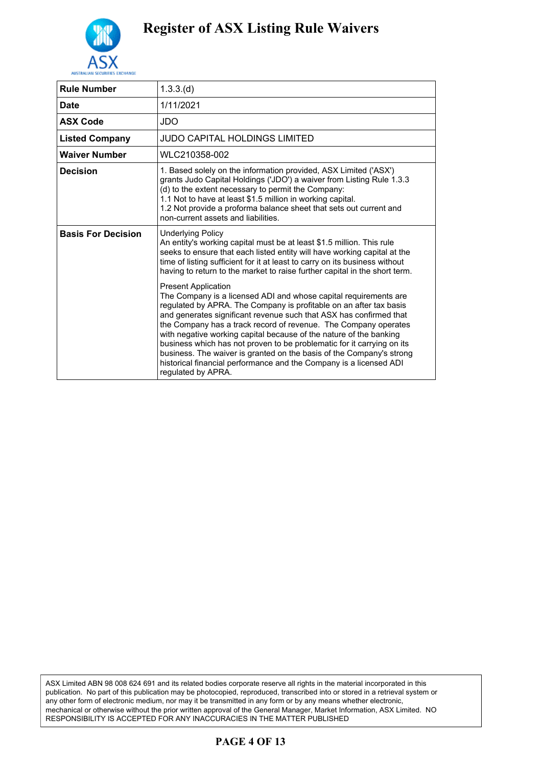# Register of ASX Listing Rule Waivers

| Rule Number | 1.3.3.(d) |
|---|---|
| Date | 1/11/2021 |
| ASX Code | JDO |
| Listed Company | JUDO CAPITAL HOLDINGS LIMITED |
| Waiver Number | WLC210358-002 |
| Decision | 1. Based solely on the information provided, ASX Limited ('ASX') grants Judo Capital Holdings ('JDO') a waiver from Listing Rule 1.3.3 (d) to the extent necessary to permit the Company:<br>1.1 Not to have at least $1.5 million in working capital.<br>1.2 Not provide a proforma balance sheet that sets out current and non-current assets and liabilities. |
| Basis For Decision | Underlying Policy<br>An entity's working capital must be at least $1.5 million. This rule seeks to ensure that each listed entity will have working capital at the time of listing sufficient for it at least to carry on its business without having to return to the market to raise further capital in the short term.<br><br>Present Application<br>The Company is a licensed ADI and whose capital requirements are regulated by APRA. The Company is profitable on an after tax basis and generates significant revenue such that ASX has confirmed that the Company has a track record of revenue. The Company operates with negative working capital because of the nature of the banking business which has not proven to be problematic for it carrying on its business. The waiver is granted on the basis of the Company's strong historical financial performance and the Company is a licensed ADI regulated by APRA. |

ASX Limited ABN 98 008 624 691 and its related bodies corporate reserve all rights in the material incorporated in this publication. No part of this publication may be photocopied, reproduced, transcribed into or stored in a retrieval system or any other form of electronic medium, nor may it be transmitted in any form or by any means whether electronic, mechanical or otherwise without the prior written approval of the General Manager, Market Information, ASX Limited. NO RESPONSIBILITY IS ACCEPTED FOR ANY INACCURACIES IN THE MATTER PUBLISHED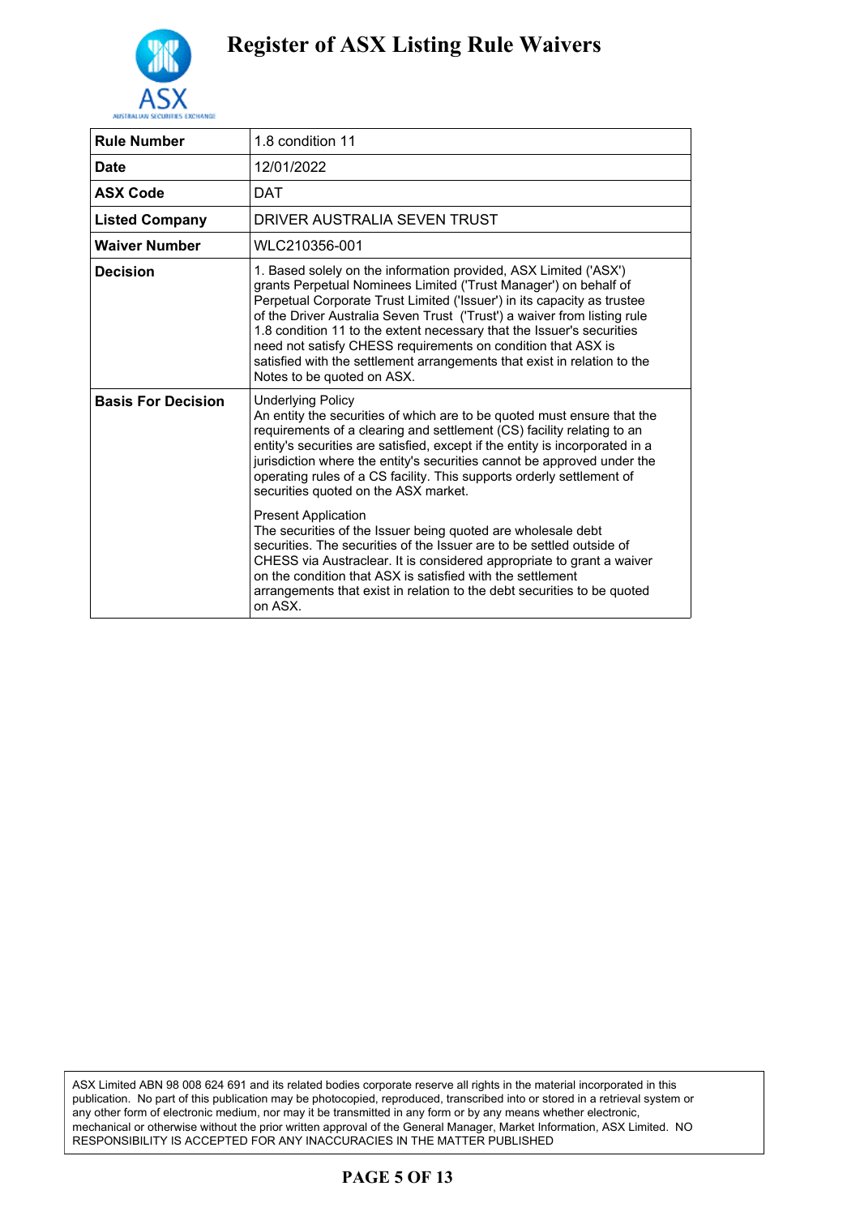# Register of ASX Listing Rule Waivers

| **Rule Number** | 1.8 condition 11 |
|---|---|
| **Date** | 12/01/2022 |
| **ASX Code** | DAT |
| **Listed Company** | DRIVER AUSTRALIA SEVEN TRUST |
| **Waiver Number** | WLC210356-001 |
| **Decision** | 1. Based solely on the information provided, ASX Limited ('ASX') grants Perpetual Nominees Limited ('Trust Manager') on behalf of Perpetual Corporate Trust Limited ('Issuer') in its capacity as trustee of the Driver Australia Seven Trust ('Trust') a waiver from listing rule 1.8 condition 11 to the extent necessary that the Issuer's securities need not satisfy CHESS requirements on condition that ASX is satisfied with the settlement arrangements that exist in relation to the Notes to be quoted on ASX. |
| **Basis For Decision** | Underlying Policy<br>An entity the securities of which are to be quoted must ensure that the requirements of a clearing and settlement (CS) facility relating to an entity's securities are satisfied, except if the entity is incorporated in a jurisdiction where the entity's securities cannot be approved under the operating rules of a CS facility. This supports orderly settlement of securities quoted on the ASX market.<br><br>Present Application<br>The securities of the Issuer being quoted are wholesale debt securities. The securities of the Issuer are to be settled outside of CHESS via Austraclear. It is considered appropriate to grant a waiver on the condition that ASX is satisfied with the settlement arrangements that exist in relation to the debt securities to be quoted on ASX. |

ASX Limited ABN 98 008 624 691 and its related bodies corporate reserve all rights in the material incorporated in this publication. No part of this publication may be photocopied, reproduced, transcribed into or stored in a retrieval system or any other form of electronic medium, nor may it be transmitted in any form or by any means whether electronic, mechanical or otherwise without the prior written approval of the General Manager, Market Information, ASX Limited. NO RESPONSIBILITY IS ACCEPTED FOR ANY INACCURACIES IN THE MATTER PUBLISHED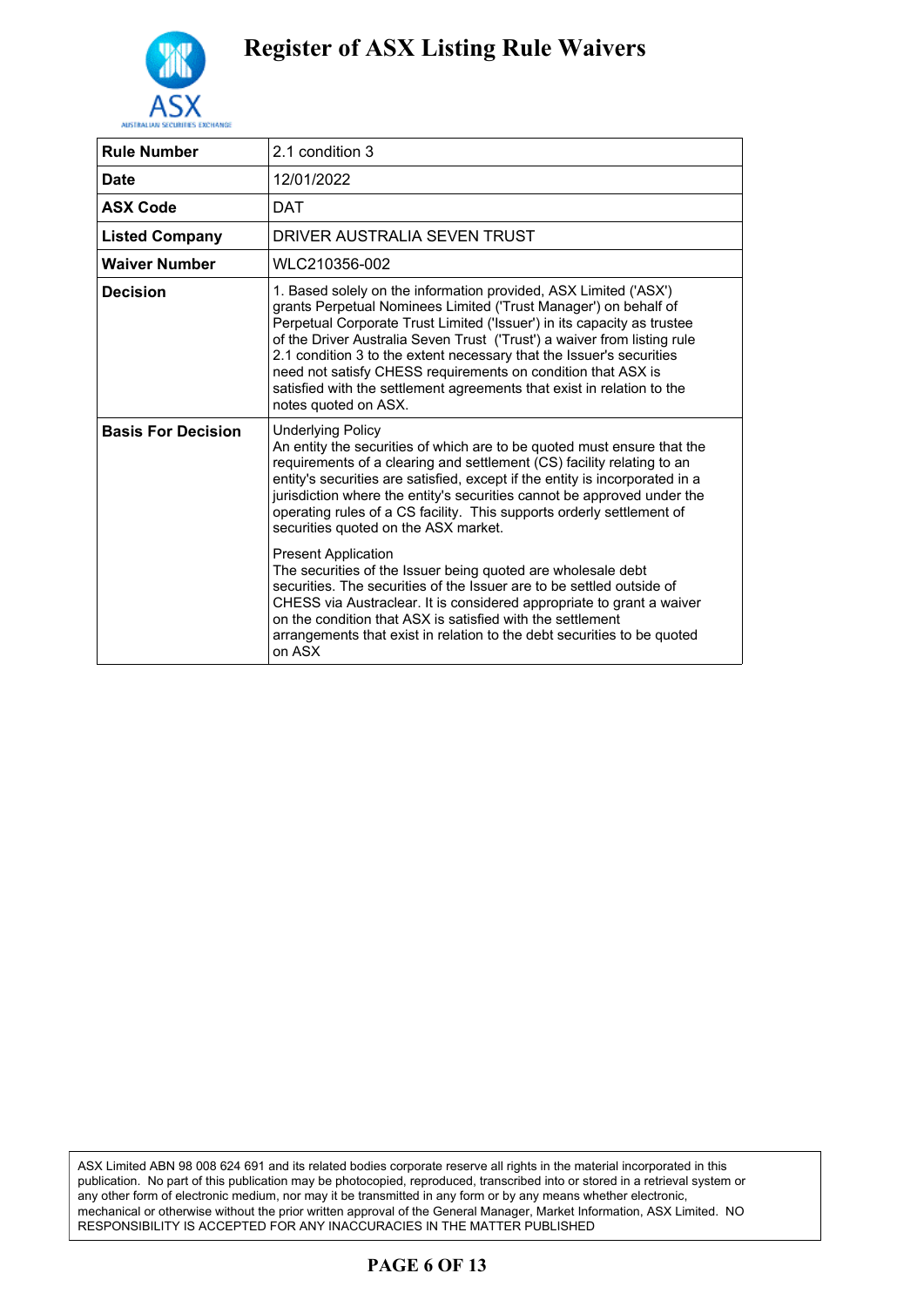# Register of ASX Listing Rule Waivers

| Rule Number | 2.1 condition 3 |
|---|---|
| Date | 12/01/2022 |
| ASX Code | DAT |
| Listed Company | DRIVER AUSTRALIA SEVEN TRUST |
| Waiver Number | WLC210356-002 |
| Decision | 1. Based solely on the information provided, ASX Limited ('ASX') grants Perpetual Nominees Limited ('Trust Manager') on behalf of Perpetual Corporate Trust Limited ('Issuer') in its capacity as trustee of the Driver Australia Seven Trust ('Trust') a waiver from listing rule 2.1 condition 3 to the extent necessary that the Issuer's securities need not satisfy CHESS requirements on condition that ASX is satisfied with the settlement agreements that exist in relation to the notes quoted on ASX. |
| Basis For Decision | Underlying Policy<br>An entity the securities of which are to be quoted must ensure that the requirements of a clearing and settlement (CS) facility relating to an entity's securities are satisfied, except if the entity is incorporated in a jurisdiction where the entity's securities cannot be approved under the operating rules of a CS facility. This supports orderly settlement of securities quoted on the ASX market.<br><br>Present Application<br>The securities of the Issuer being quoted are wholesale debt securities. The securities of the Issuer are to be settled outside of CHESS via Austraclear. It is considered appropriate to grant a waiver on the condition that ASX is satisfied with the settlement arrangements that exist in relation to the debt securities to be quoted on ASX |

ASX Limited ABN 98 008 624 691 and its related bodies corporate reserve all rights in the material incorporated in this publication. No part of this publication may be photocopied, reproduced, transcribed into or stored in a retrieval system or any other form of electronic medium, nor may it be transmitted in any form or by any means whether electronic, mechanical or otherwise without the prior written approval of the General Manager, Market Information, ASX Limited. NO RESPONSIBILITY IS ACCEPTED FOR ANY INACCURACIES IN THE MATTER PUBLISHED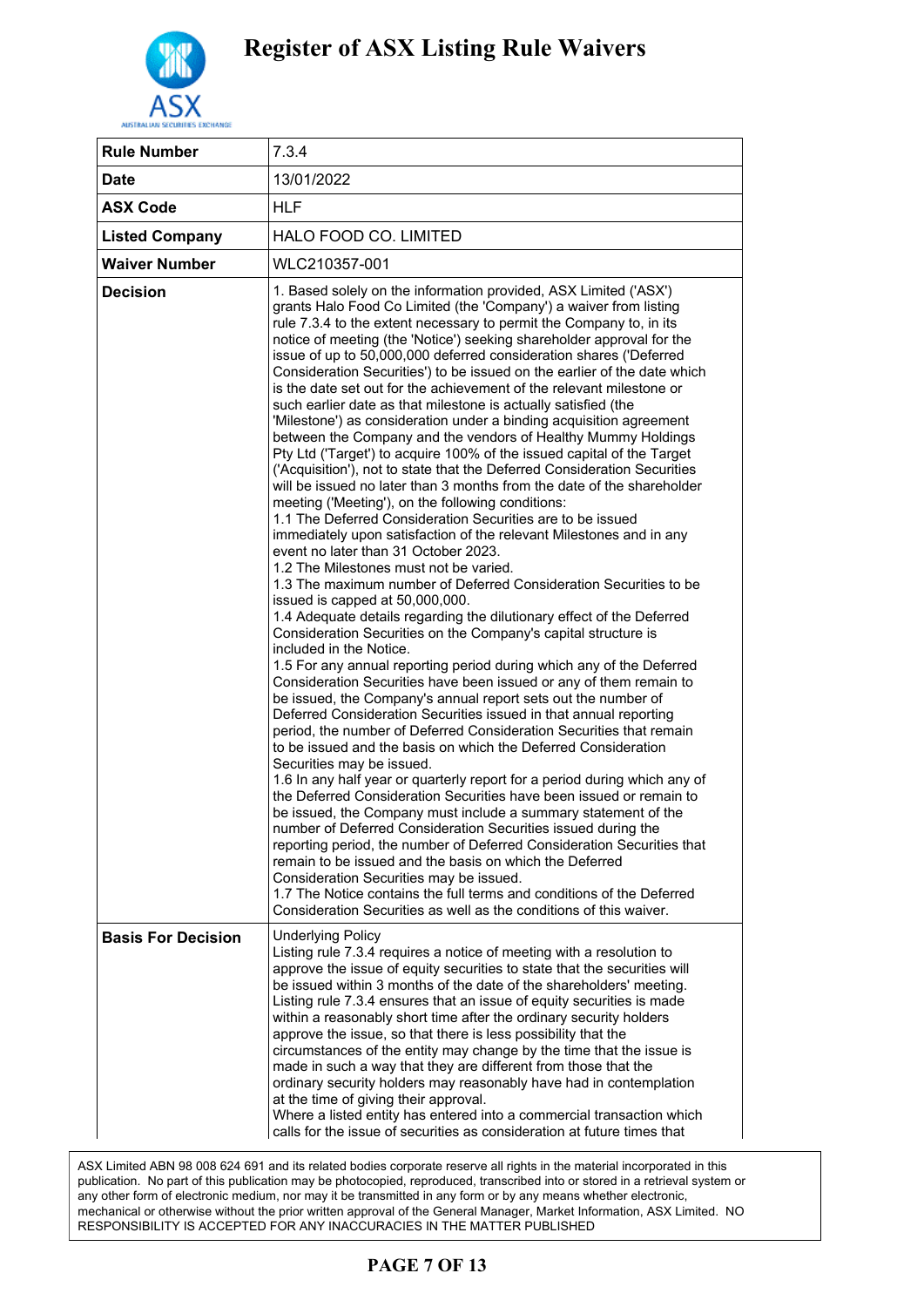# Register of ASX Listing Rule Waivers

| Rule Number | 7.3.4 |
|---|---|
| Date | 13/01/2022 |
| ASX Code | HLF |
| Listed Company | HALO FOOD CO. LIMITED |
| Waiver Number | WLC210357-001 |
| Decision | 1. Based solely on the information provided, ASX Limited ('ASX') grants Halo Food Co Limited (the 'Company') a waiver from listing rule 7.3.4 to the extent necessary to permit the Company to, in its notice of meeting (the 'Notice') seeking shareholder approval for the issue of up to 50,000,000 deferred consideration shares ('Deferred Consideration Securities') to be issued on the earlier of the date which is the date set out for the achievement of the relevant milestone or such earlier date as that milestone is actually satisfied (the 'Milestone') as consideration under a binding acquisition agreement between the Company and the vendors of Healthy Mummy Holdings Pty Ltd ('Target') to acquire 100% of the issued capital of the Target ('Acquisition'), not to state that the Deferred Consideration Securities will be issued no later than 3 months from the date of the shareholder meeting ('Meeting'), on the following conditions:<br>1.1 The Deferred Consideration Securities are to be issued immediately upon satisfaction of the relevant Milestones and in any event no later than 31 October 2023.<br>1.2 The Milestones must not be varied.<br>1.3 The maximum number of Deferred Consideration Securities to be issued is capped at 50,000,000.<br>1.4 Adequate details regarding the dilutionary effect of the Deferred Consideration Securities on the Company's capital structure is included in the Notice.<br>1.5 For any annual reporting period during which any of the Deferred Consideration Securities have been issued or any of them remain to be issued, the Company's annual report sets out the number of Deferred Consideration Securities issued in that annual reporting period, the number of Deferred Consideration Securities that remain to be issued and the basis on which the Deferred Consideration Securities may be issued.<br>1.6 In any half year or quarterly report for a period during which any of the Deferred Consideration Securities have been issued or remain to be issued, the Company must include a summary statement of the number of Deferred Consideration Securities issued during the reporting period, the number of Deferred Consideration Securities that remain to be issued and the basis on which the Deferred Consideration Securities may be issued.<br>1.7 The Notice contains the full terms and conditions of the Deferred Consideration Securities as well as the conditions of this waiver. |
| Basis For Decision | Underlying Policy<br>Listing rule 7.3.4 requires a notice of meeting with a resolution to approve the issue of equity securities to state that the securities will be issued within 3 months of the date of the shareholders' meeting. Listing rule 7.3.4 ensures that an issue of equity securities is made within a reasonably short time after the ordinary security holders approve the issue, so that there is less possibility that the circumstances of the entity may change by the time that the issue is made in such a way that they are different from those that the ordinary security holders may reasonably have had in contemplation at the time of giving their approval.<br>Where a listed entity has entered into a commercial transaction which calls for the issue of securities as consideration at future times that |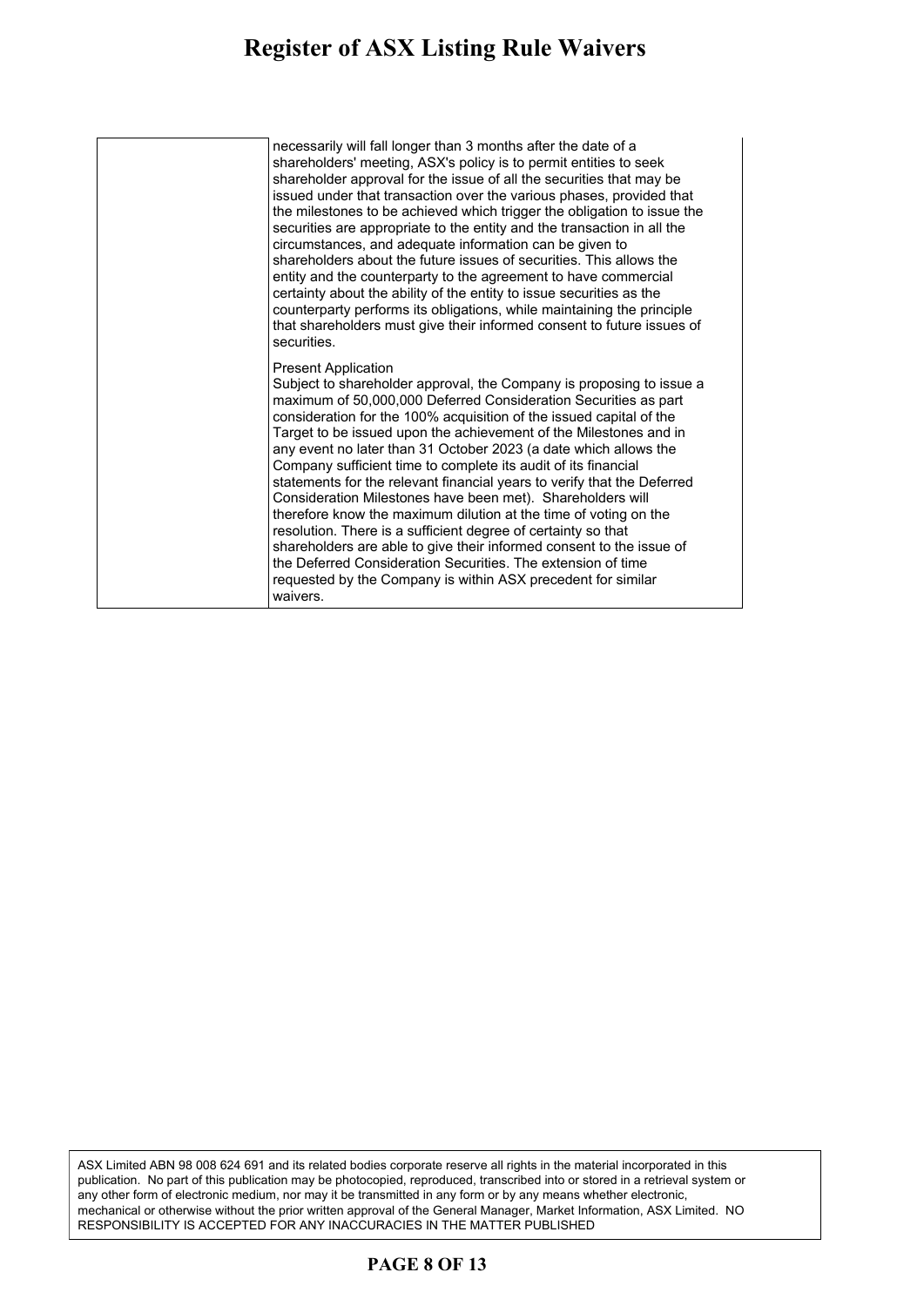| | |
|---|---|
| | necessarily will fall longer than 3 months after the date of a shareholders' meeting, ASX's policy is to permit entities to seek shareholder approval for the issue of all the securities that may be issued under that transaction over the various phases, provided that the milestones to be achieved which trigger the obligation to issue the securities are appropriate to the entity and the transaction in all the circumstances, and adequate information can be given to shareholders about the future issues of securities. This allows the entity and the counterparty to the agreement to have commercial certainty about the ability of the entity to issue securities as the counterparty performs its obligations, while maintaining the principle that shareholders must give their informed consent to future issues of securities.<br><br>Present Application<br>Subject to shareholder approval, the Company is proposing to issue a maximum of 50,000,000 Deferred Consideration Securities as part consideration for the 100% acquisition of the issued capital of the Target to be issued upon the achievement of the Milestones and in any event no later than 31 October 2023 (a date which allows the Company sufficient time to complete its audit of its financial statements for the relevant financial years to verify that the Deferred Consideration Milestones have been met). Shareholders will therefore know the maximum dilution at the time of voting on the resolution. There is a sufficient degree of certainty so that shareholders are able to give their informed consent to the issue of the Deferred Consideration Securities. The extension of time requested by the Company is within ASX precedent for similar waivers. |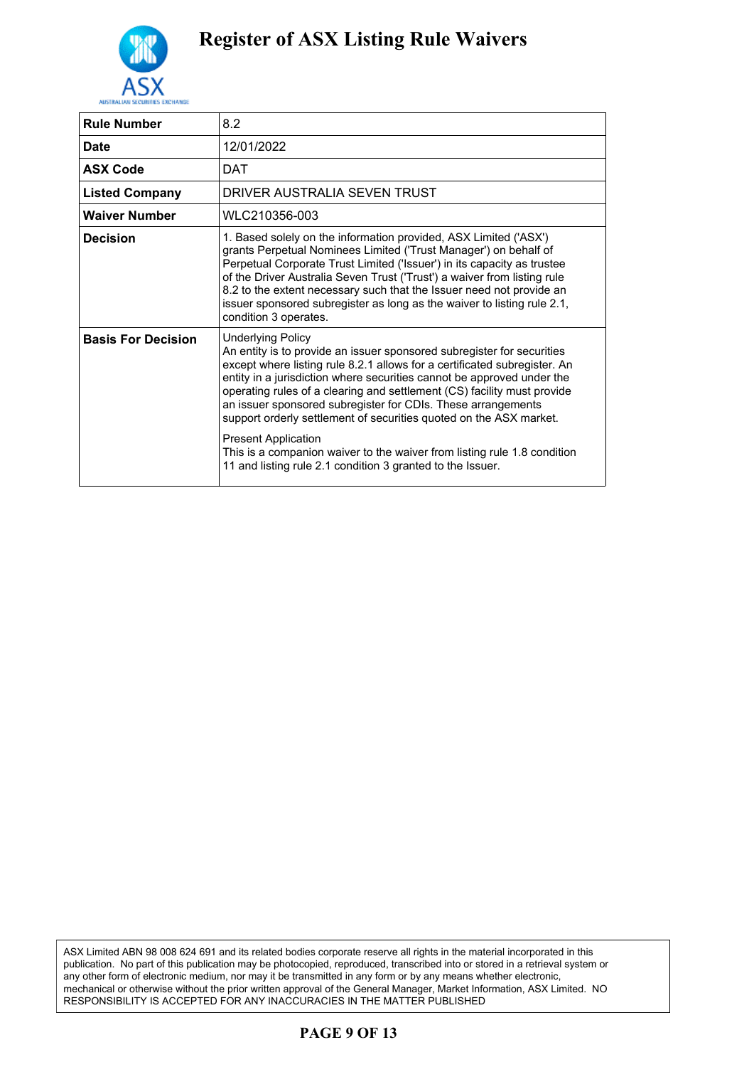# Register of ASX Listing Rule Waivers

| Rule Number | 8.2 |
|---|---|
| Date | 12/01/2022 |
| ASX Code | DAT |
| Listed Company | DRIVER AUSTRALIA SEVEN TRUST |
| Waiver Number | WLC210356-003 |
| Decision | 1. Based solely on the information provided, ASX Limited ('ASX') grants Perpetual Nominees Limited ('Trust Manager') on behalf of Perpetual Corporate Trust Limited ('Issuer') in its capacity as trustee of the Driver Australia Seven Trust ('Trust') a waiver from listing rule 8.2 to the extent necessary such that the Issuer need not provide an issuer sponsored subregister as long as the waiver to listing rule 2.1, condition 3 operates. |
| Basis For Decision | Underlying Policy<br>An entity is to provide an issuer sponsored subregister for securities except where listing rule 8.2.1 allows for a certificated subregister. An entity in a jurisdiction where securities cannot be approved under the operating rules of a clearing and settlement (CS) facility must provide an issuer sponsored subregister for CDIs. These arrangements support orderly settlement of securities quoted on the ASX market.<br><br>Present Application<br>This is a companion waiver to the waiver from listing rule 1.8 condition 11 and listing rule 2.1 condition 3 granted to the Issuer. |

ASX Limited ABN 98 008 624 691 and its related bodies corporate reserve all rights in the material incorporated in this publication. No part of this publication may be photocopied, reproduced, transcribed into or stored in a retrieval system or any other form of electronic medium, nor may it be transmitted in any form or by any means whether electronic, mechanical or otherwise without the prior written approval of the General Manager, Market Information, ASX Limited. NO RESPONSIBILITY IS ACCEPTED FOR ANY INACCURACIES IN THE MATTER PUBLISHED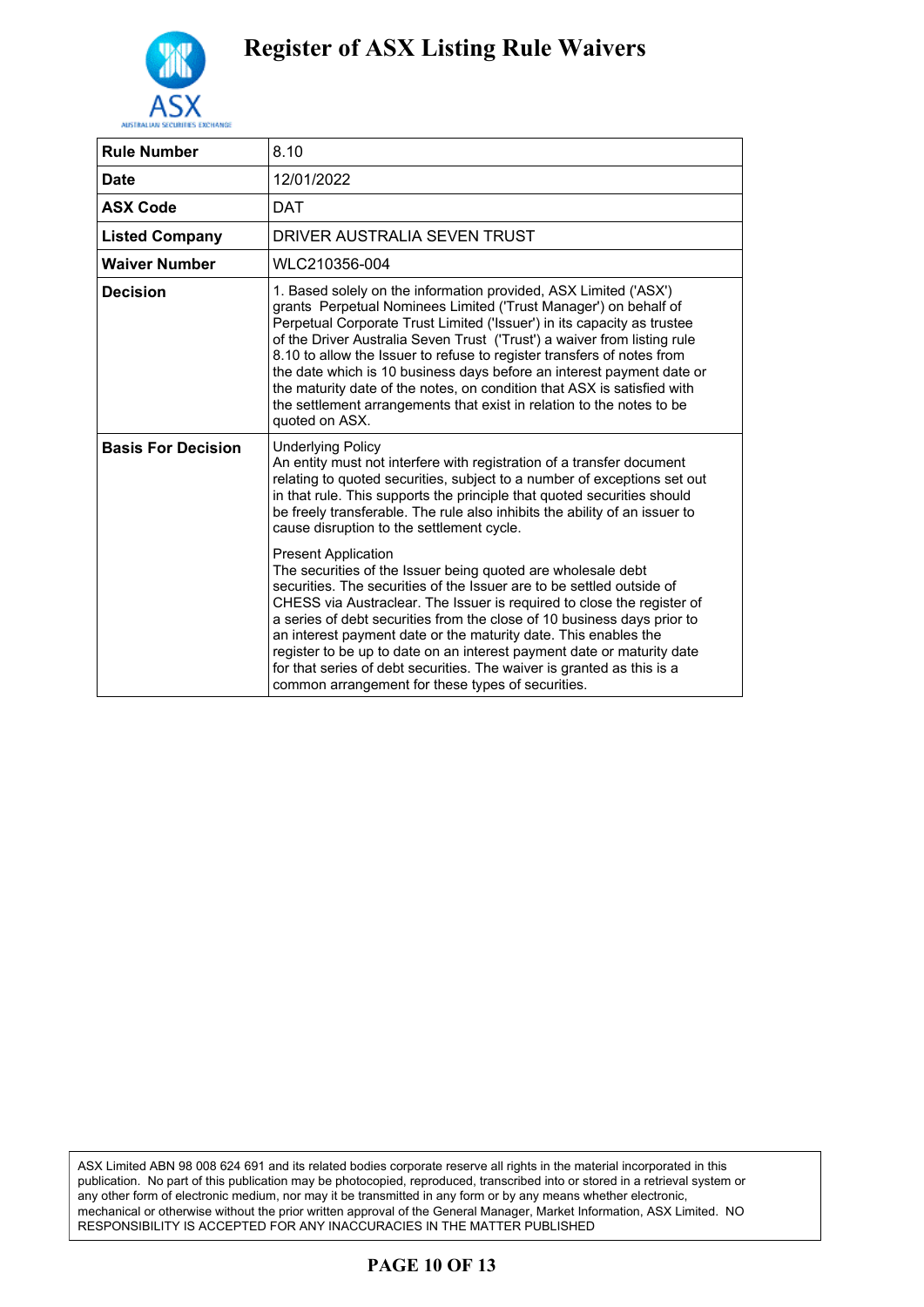# Register of ASX Listing Rule Waivers

| | |
|---|---|
| **Rule Number** | 8.10 |
| **Date** | 12/01/2022 |
| **ASX Code** | DAT |
| **Listed Company** | DRIVER AUSTRALIA SEVEN TRUST |
| **Waiver Number** | WLC210356-004 |
| **Decision** | 1. Based solely on the information provided, ASX Limited ('ASX') grants Perpetual Nominees Limited ('Trust Manager') on behalf of Perpetual Corporate Trust Limited ('Issuer') in its capacity as trustee of the Driver Australia Seven Trust ('Trust') a waiver from listing rule 8.10 to allow the Issuer to refuse to register transfers of notes from the date which is 10 business days before an interest payment date or the maturity date of the notes, on condition that ASX is satisfied with the settlement arrangements that exist in relation to the notes to be quoted on ASX. |
| **Basis For Decision** | Underlying Policy<br>An entity must not interfere with registration of a transfer document relating to quoted securities, subject to a number of exceptions set out in that rule. This supports the principle that quoted securities should be freely transferable. The rule also inhibits the ability of an issuer to cause disruption to the settlement cycle.<br><br>Present Application<br>The securities of the Issuer being quoted are wholesale debt securities. The securities of the Issuer are to be settled outside of CHESS via Austraclear. The Issuer is required to close the register of a series of debt securities from the close of 10 business days prior to an interest payment date or the maturity date. This enables the register to be up to date on an interest payment date or maturity date for that series of debt securities. The waiver is granted as this is a common arrangement for these types of securities. |

ASX Limited ABN 98 008 624 691 and its related bodies corporate reserve all rights in the material incorporated in this publication. No part of this publication may be photocopied, reproduced, transcribed into or stored in a retrieval system or any other form of electronic medium, nor may it be transmitted in any form or by any means whether electronic, mechanical or otherwise without the prior written approval of the General Manager, Market Information, ASX Limited. NO RESPONSIBILITY IS ACCEPTED FOR ANY INACCURACIES IN THE MATTER PUBLISHED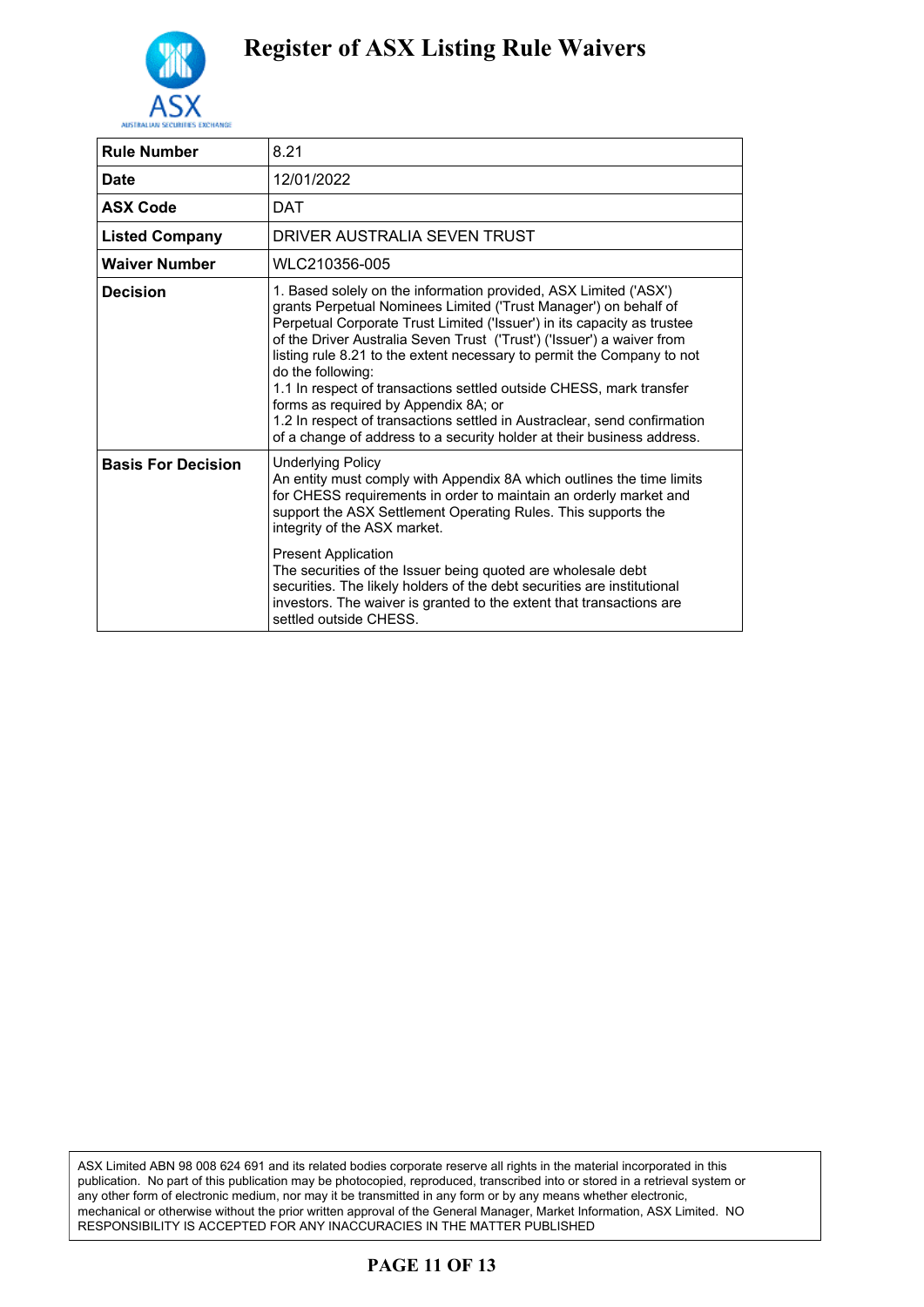# Register of ASX Listing Rule Waivers

| | |
|---|---|
| **Rule Number** | 8.21 |
| **Date** | 12/01/2022 |
| **ASX Code** | DAT |
| **Listed Company** | DRIVER AUSTRALIA SEVEN TRUST |
| **Waiver Number** | WLC210356-005 |
| **Decision** | 1. Based solely on the information provided, ASX Limited ('ASX') grants Perpetual Nominees Limited ('Trust Manager') on behalf of Perpetual Corporate Trust Limited ('Issuer') in its capacity as trustee of the Driver Australia Seven Trust ('Trust') ('Issuer') a waiver from listing rule 8.21 to the extent necessary to permit the Company to not do the following:<br>1.1 In respect of transactions settled outside CHESS, mark transfer forms as required by Appendix 8A; or<br>1.2 In respect of transactions settled in Austraclear, send confirmation of a change of address to a security holder at their business address. |
| **Basis For Decision** | Underlying Policy<br>An entity must comply with Appendix 8A which outlines the time limits for CHESS requirements in order to maintain an orderly market and support the ASX Settlement Operating Rules. This supports the integrity of the ASX market.<br><br>Present Application<br>The securities of the Issuer being quoted are wholesale debt securities. The likely holders of the debt securities are institutional investors. The waiver is granted to the extent that transactions are settled outside CHESS. |

ASX Limited ABN 98 008 624 691 and its related bodies corporate reserve all rights in the material incorporated in this publication. No part of this publication may be photocopied, reproduced, transcribed into or stored in a retrieval system or any other form of electronic medium, nor may it be transmitted in any form or by any means whether electronic, mechanical or otherwise without the prior written approval of the General Manager, Market Information, ASX Limited. NO RESPONSIBILITY IS ACCEPTED FOR ANY INACCURACIES IN THE MATTER PUBLISHED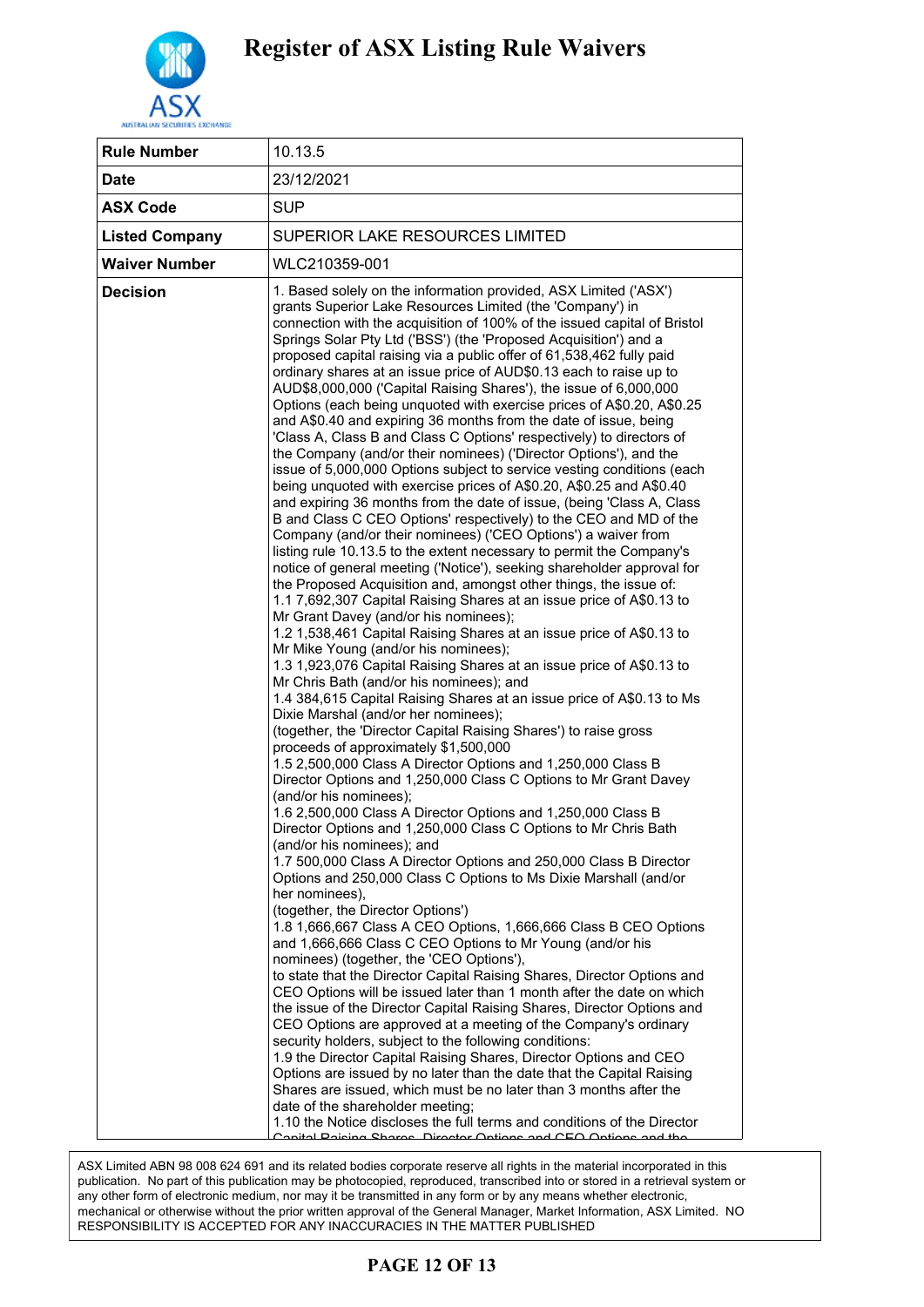# Register of ASX Listing Rule Waivers

| Rule Number | 10.13.5 |
|---|---|
| Date | 23/12/2021 |
| ASX Code | SUP |
| Listed Company | SUPERIOR LAKE RESOURCES LIMITED |
| Waiver Number | WLC210359-001 |
| Decision | 1. Based solely on the information provided, ASX Limited ('ASX') grants Superior Lake Resources Limited (the 'Company') in connection with the acquisition of 100% of the issued capital of Bristol Springs Solar Pty Ltd ('BSS') (the 'Proposed Acquisition') and a proposed capital raising via a public offer of 61,538,462 fully paid ordinary shares at an issue price of AUD$0.13 each to raise up to AUD$8,000,000 ('Capital Raising Shares'), the issue of 6,000,000 Options (each being unquoted with exercise prices of A$0.20, A$0.25 and A$0.40 and expiring 36 months from the date of issue, being 'Class A, Class B and Class C Options' respectively) to directors of the Company (and/or their nominees) ('Director Options'), and the issue of 5,000,000 Options subject to service vesting conditions (each being unquoted with exercise prices of A$0.20, A$0.25 and A$0.40 and expiring 36 months from the date of issue, (being 'Class A, Class B and Class C CEO Options' respectively) to the CEO and MD of the Company (and/or their nominees) ('CEO Options') a waiver from listing rule 10.13.5 to the extent necessary to permit the Company's notice of general meeting ('Notice'), seeking shareholder approval for the Proposed Acquisition and, amongst other things, the issue of:<br>1.1 7,692,307 Capital Raising Shares at an issue price of A$0.13 to Mr Grant Davey (and/or his nominees);<br>1.2 1,538,461 Capital Raising Shares at an issue price of A$0.13 to Mr Mike Young (and/or his nominees);<br>1.3 1,923,076 Capital Raising Shares at an issue price of A$0.13 to Mr Chris Bath (and/or his nominees); and<br>1.4 384,615 Capital Raising Shares at an issue price of A$0.13 to Ms Dixie Marshal (and/or her nominees);<br>(together, the 'Director Capital Raising Shares') to raise gross proceeds of approximately $1,500,000<br>1.5 2,500,000 Class A Director Options and 1,250,000 Class B Director Options and 1,250,000 Class C Options to Mr Grant Davey (and/or his nominees);<br>1.6 2,500,000 Class A Director Options and 1,250,000 Class B Director Options and 1,250,000 Class C Options to Mr Chris Bath (and/or his nominees); and<br>1.7 500,000 Class A Director Options and 250,000 Class B Director Options and 250,000 Class C Options to Ms Dixie Marshall (and/or her nominees),<br>(together, the Director Options')<br>1.8 1,666,667 Class A CEO Options, 1,666,666 Class B CEO Options and 1,666,666 Class C CEO Options to Mr Young (and/or his nominees) (together, the 'CEO Options'),<br>to state that the Director Capital Raising Shares, Director Options and CEO Options will be issued later than 1 month after the date on which the issue of the Director Capital Raising Shares, Director Options and CEO Options are approved at a meeting of the Company's ordinary security holders, subject to the following conditions:<br>1.9 the Director Capital Raising Shares, Director Options and CEO Options are issued by no later than the date that the Capital Raising Shares are issued, which must be no later than 3 months after the date of the shareholder meeting;<br>1.10 the Notice discloses the full terms and conditions of the Director Capital Raising Shares, Director Options and CEO Options and the |

ASX Limited ABN 98 008 624 691 and its related bodies corporate reserve all rights in the material incorporated in this publication. No part of this publication may be photocopied, reproduced, transcribed into or stored in a retrieval system or any other form of electronic medium, nor may it be transmitted in any form or by any means whether electronic, mechanical or otherwise without the prior written approval of the General Manager, Market Information, ASX Limited. NO RESPONSIBILITY IS ACCEPTED FOR ANY INACCURACIES IN THE MATTER PUBLISHED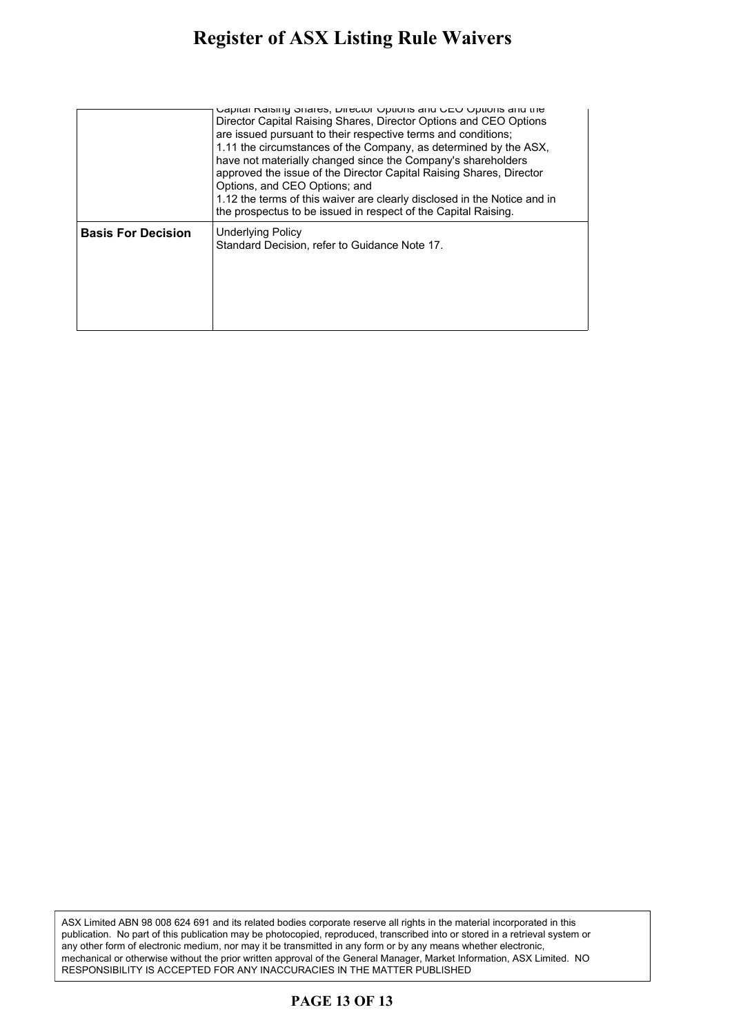| | |
|---|---|
| | Capital Raising Shares, Director Options and CEO Options and the Director Capital Raising Shares, Director Options and CEO Options are issued pursuant to their respective terms and conditions;<br>1.11 the circumstances of the Company, as determined by the ASX, have not materially changed since the Company's shareholders approved the issue of the Director Capital Raising Shares, Director Options, and CEO Options; and<br>1.12 the terms of this waiver are clearly disclosed in the Notice and in the prospectus to be issued in respect of the Capital Raising. |
| **Basis For Decision** | Underlying Policy<br>Standard Decision, refer to Guidance Note 17. |

ASX Limited ABN 98 008 624 691 and its related bodies corporate reserve all rights in the material incorporated in this publication. No part of this publication may be photocopied, reproduced, transcribed into or stored in a retrieval system or any other form of electronic medium, nor may it be transmitted in any form or by any means whether electronic, mechanical or otherwise without the prior written approval of the General Manager, Market Information, ASX Limited. NO RESPONSIBILITY IS ACCEPTED FOR ANY INACCURACIES IN THE MATTER PUBLISHED